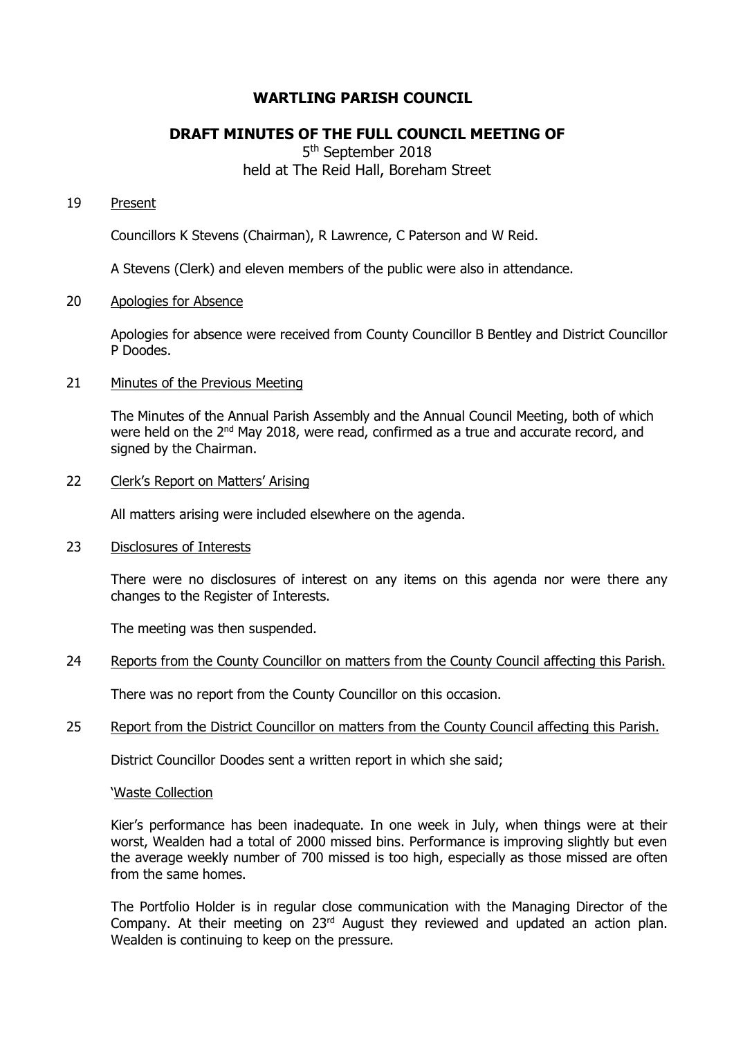# WARTLING PARISH COUNCIL

## DRAFT MINUTES OF THE FULL COUNCIL MEETING OF

5th September 2018
held at The Reid Hall, Boreham Street

19 Present

Councillors K Stevens (Chairman), R Lawrence, C Paterson and W Reid.

A Stevens (Clerk) and eleven members of the public were also in attendance.

20 Apologies for Absence

Apologies for absence were received from County Councillor B Bentley and District Councillor P Doodes.

21 Minutes of the Previous Meeting

The Minutes of the Annual Parish Assembly and the Annual Council Meeting, both of which were held on the 2nd May 2018, were read, confirmed as a true and accurate record, and signed by the Chairman.

22 Clerk's Report on Matters' Arising

All matters arising were included elsewhere on the agenda.

23 Disclosures of Interests

There were no disclosures of interest on any items on this agenda nor were there any changes to the Register of Interests.

The meeting was then suspended.

24 Reports from the County Councillor on matters from the County Council affecting this Parish.

There was no report from the County Councillor on this occasion.

25 Report from the District Councillor on matters from the County Council affecting this Parish.

District Councillor Doodes sent a written report in which she said;

'Waste Collection

Kier's performance has been inadequate. In one week in July, when things were at their worst, Wealden had a total of 2000 missed bins. Performance is improving slightly but even the average weekly number of 700 missed is too high, especially as those missed are often from the same homes.

The Portfolio Holder is in regular close communication with the Managing Director of the Company. At their meeting on 23rd August they reviewed and updated an action plan. Wealden is continuing to keep on the pressure.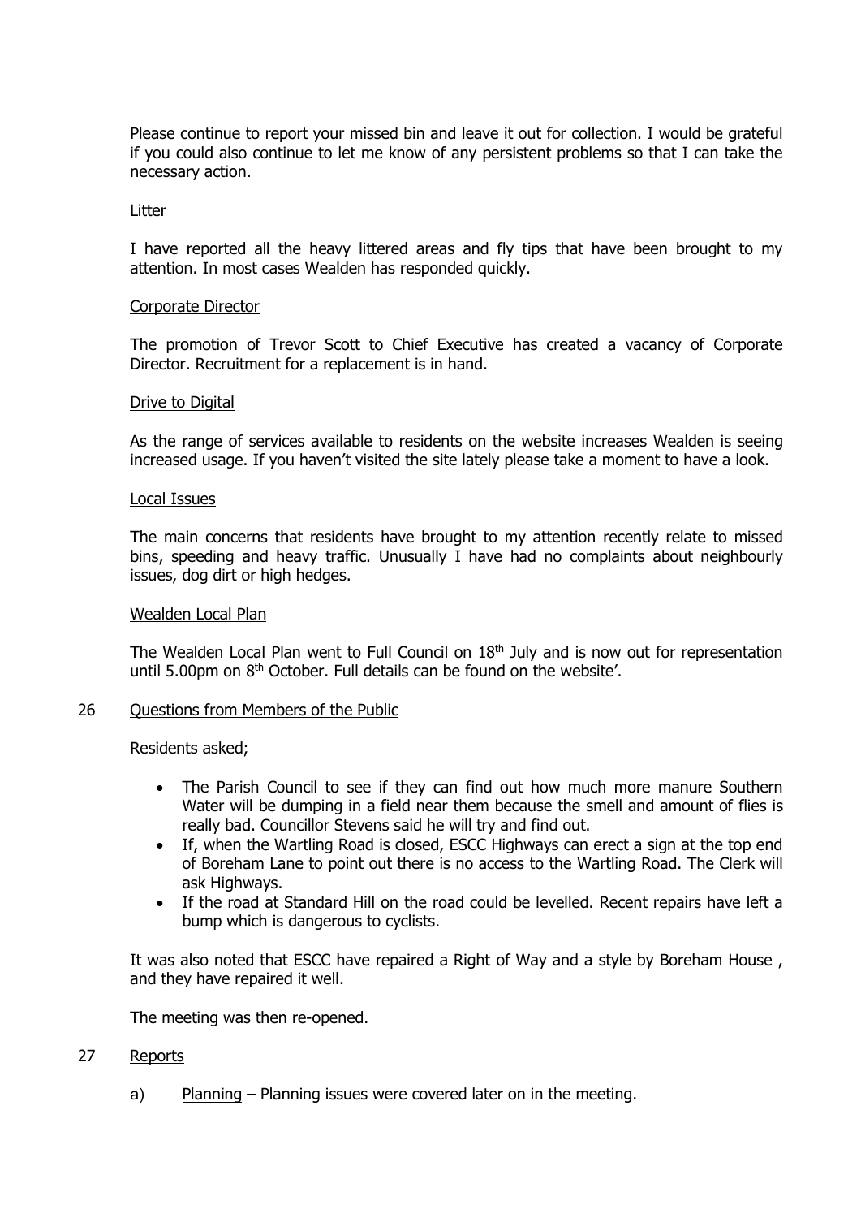Please continue to report your missed bin and leave it out for collection. I would be grateful if you could also continue to let me know of any persistent problems so that I can take the necessary action.

Litter

I have reported all the heavy littered areas and fly tips that have been brought to my attention. In most cases Wealden has responded quickly.

Corporate Director

The promotion of Trevor Scott to Chief Executive has created a vacancy of Corporate Director. Recruitment for a replacement is in hand.

Drive to Digital

As the range of services available to residents on the website increases Wealden is seeing increased usage. If you haven't visited the site lately please take a moment to have a look.

Local Issues

The main concerns that residents have brought to my attention recently relate to missed bins, speeding and heavy traffic. Unusually I have had no complaints about neighbourly issues, dog dirt or high hedges.

Wealden Local Plan

The Wealden Local Plan went to Full Council on 18th July and is now out for representation until 5.00pm on 8th October. Full details can be found on the website'.

26 Questions from Members of the Public

Residents asked;

- The Parish Council to see if they can find out how much more manure Southern Water will be dumping in a field near them because the smell and amount of flies is really bad. Councillor Stevens said he will try and find out.
- If, when the Wartling Road is closed, ESCC Highways can erect a sign at the top end of Boreham Lane to point out there is no access to the Wartling Road. The Clerk will ask Highways.
- If the road at Standard Hill on the road could be levelled. Recent repairs have left a bump which is dangerous to cyclists.

It was also noted that ESCC have repaired a Right of Way and a style by Boreham House , and they have repaired it well.

The meeting was then re-opened.

27 Reports

a) Planning – Planning issues were covered later on in the meeting.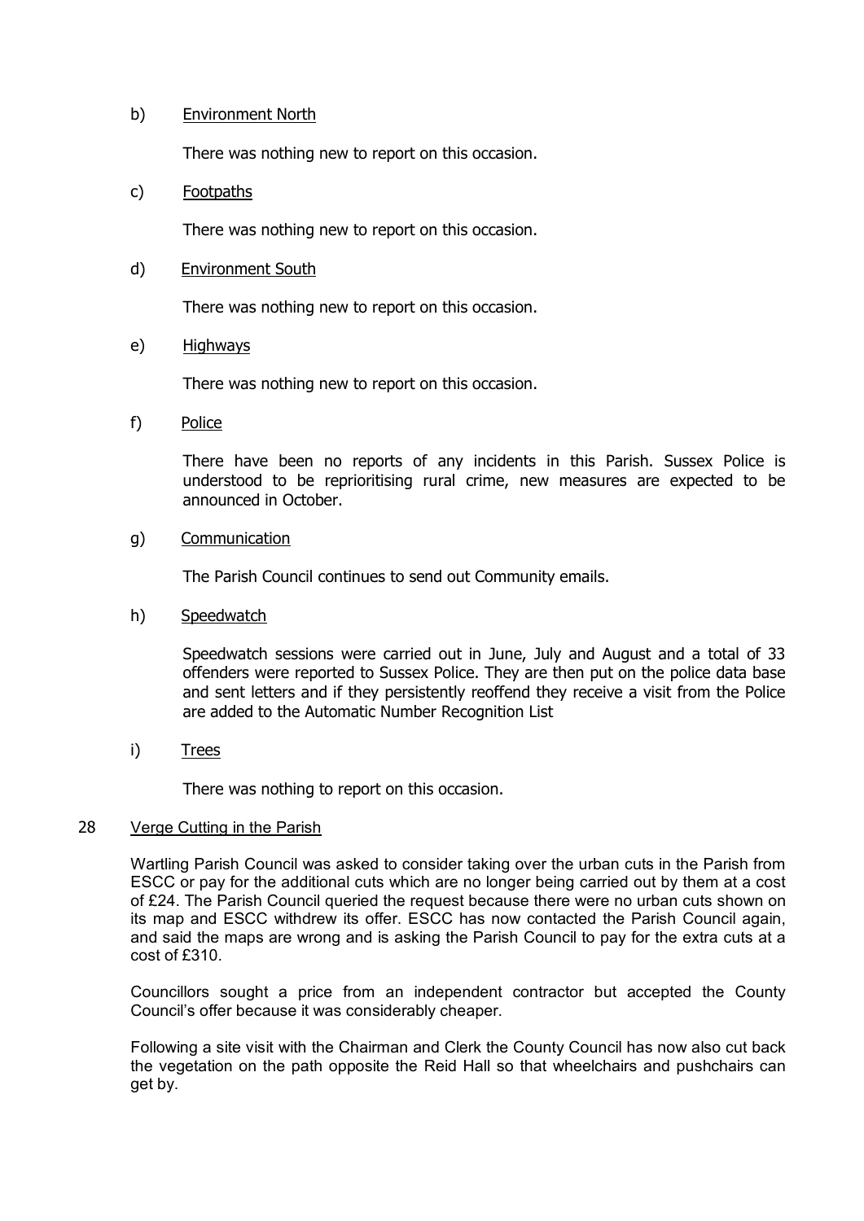b) Environment North

There was nothing new to report on this occasion.

c) Footpaths

There was nothing new to report on this occasion.

d) Environment South

There was nothing new to report on this occasion.

e) Highways

There was nothing new to report on this occasion.

f) Police

There have been no reports of any incidents in this Parish. Sussex Police is understood to be reprioritising rural crime, new measures are expected to be announced in October.

g) Communication

The Parish Council continues to send out Community emails.

h) Speedwatch

Speedwatch sessions were carried out in June, July and August and a total of 33 offenders were reported to Sussex Police. They are then put on the police data base and sent letters and if they persistently reoffend they receive a visit from the Police are added to the Automatic Number Recognition List

i) Trees

There was nothing to report on this occasion.

## 28 Verge Cutting in the Parish

Wartling Parish Council was asked to consider taking over the urban cuts in the Parish from ESCC or pay for the additional cuts which are no longer being carried out by them at a cost of £24. The Parish Council queried the request because there were no urban cuts shown on its map and ESCC withdrew its offer. ESCC has now contacted the Parish Council again, and said the maps are wrong and is asking the Parish Council to pay for the extra cuts at a cost of £310.

Councillors sought a price from an independent contractor but accepted the County Council's offer because it was considerably cheaper.

Following a site visit with the Chairman and Clerk the County Council has now also cut back the vegetation on the path opposite the Reid Hall so that wheelchairs and pushchairs can get by.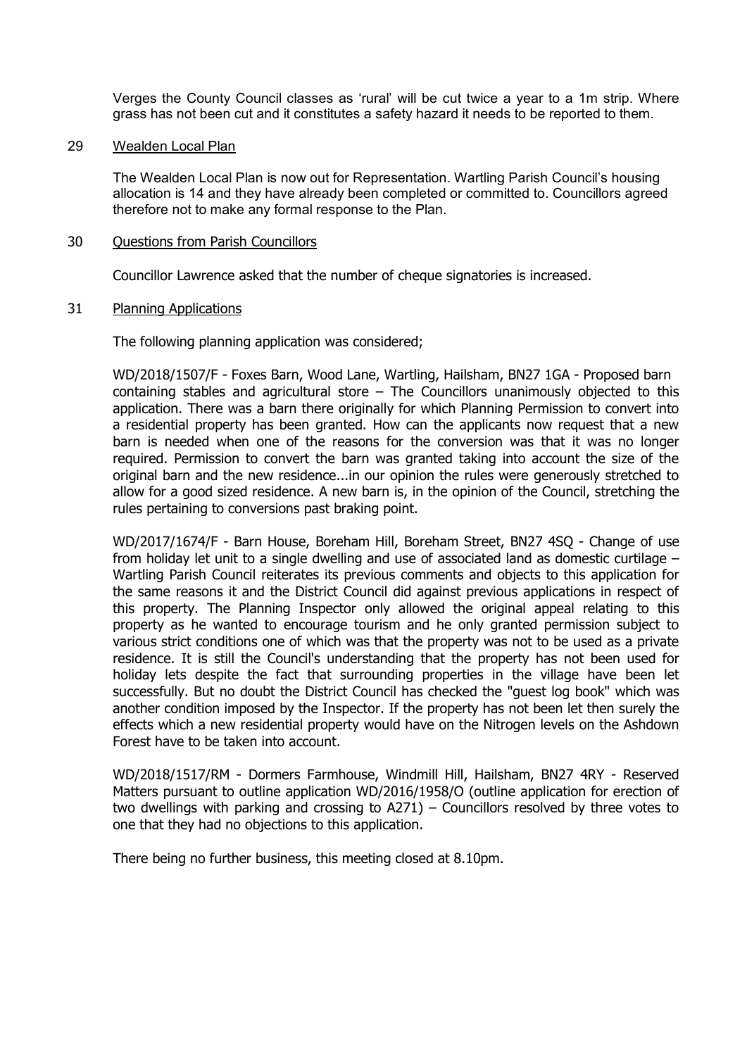Verges the County Council classes as 'rural' will be cut twice a year to a 1m strip. Where grass has not been cut and it constitutes a safety hazard it needs to be reported to them.

29 Wealden Local Plan

The Wealden Local Plan is now out for Representation. Wartling Parish Council's housing allocation is 14 and they have already been completed or committed to. Councillors agreed therefore not to make any formal response to the Plan.

30 Questions from Parish Councillors

Councillor Lawrence asked that the number of cheque signatories is increased.

31 Planning Applications

The following planning application was considered;

WD/2018/1507/F - Foxes Barn, Wood Lane, Wartling, Hailsham, BN27 1GA - Proposed barn containing stables and agricultural store – The Councillors unanimously objected to this application. There was a barn there originally for which Planning Permission to convert into a residential property has been granted. How can the applicants now request that a new barn is needed when one of the reasons for the conversion was that it was no longer required. Permission to convert the barn was granted taking into account the size of the original barn and the new residence...in our opinion the rules were generously stretched to allow for a good sized residence. A new barn is, in the opinion of the Council, stretching the rules pertaining to conversions past braking point.

WD/2017/1674/F - Barn House, Boreham Hill, Boreham Street, BN27 4SQ - Change of use from holiday let unit to a single dwelling and use of associated land as domestic curtilage – Wartling Parish Council reiterates its previous comments and objects to this application for the same reasons it and the District Council did against previous applications in respect of this property. The Planning Inspector only allowed the original appeal relating to this property as he wanted to encourage tourism and he only granted permission subject to various strict conditions one of which was that the property was not to be used as a private residence. It is still the Council's understanding that the property has not been used for holiday lets despite the fact that surrounding properties in the village have been let successfully. But no doubt the District Council has checked the "guest log book" which was another condition imposed by the Inspector. If the property has not been let then surely the effects which a new residential property would have on the Nitrogen levels on the Ashdown Forest have to be taken into account.

WD/2018/1517/RM - Dormers Farmhouse, Windmill Hill, Hailsham, BN27 4RY - Reserved Matters pursuant to outline application WD/2016/1958/O (outline application for erection of two dwellings with parking and crossing to A271) – Councillors resolved by three votes to one that they had no objections to this application.

There being no further business, this meeting closed at 8.10pm.